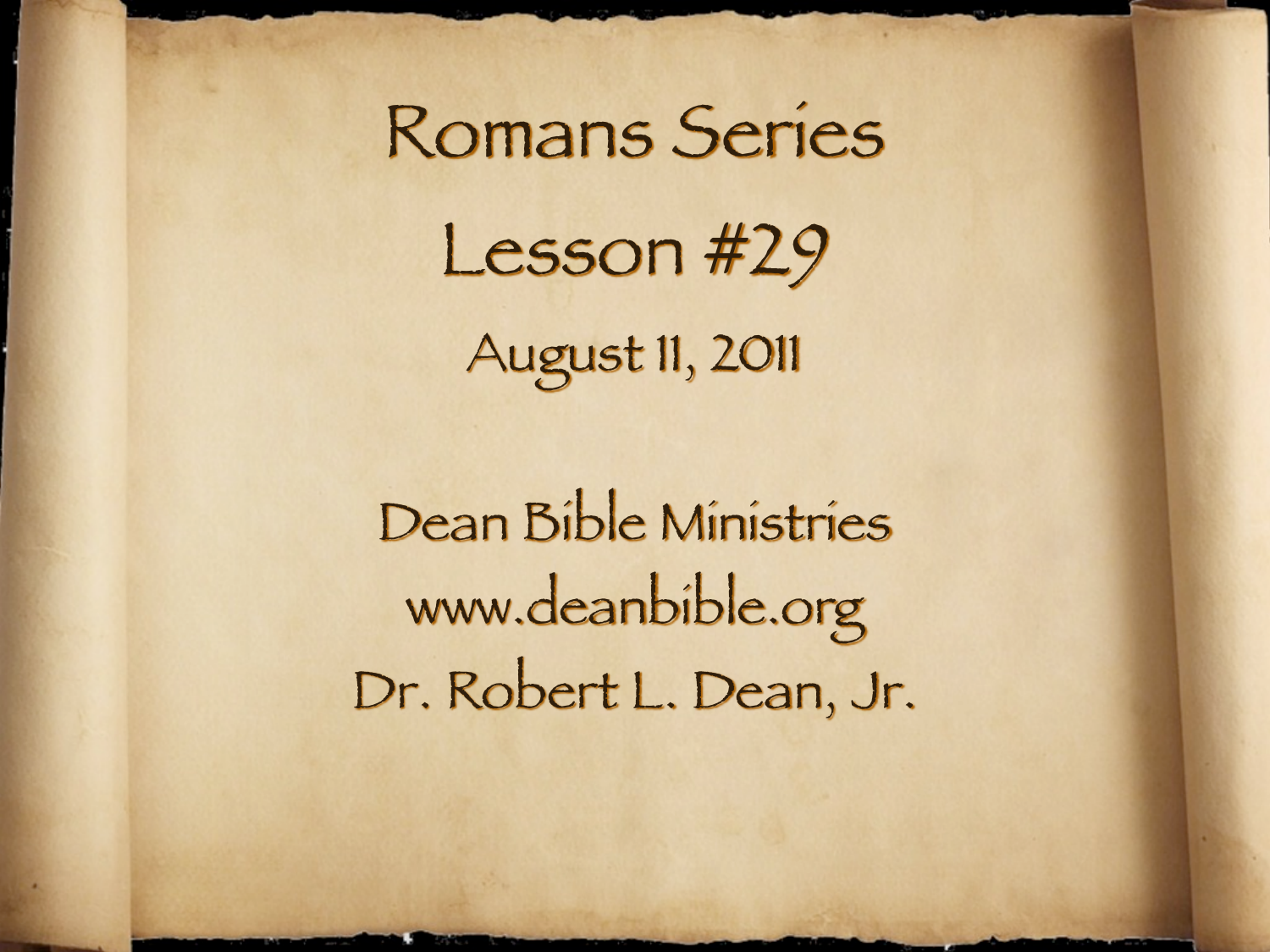# Romans Series

## Lesson #29

August 11, 2011

Dean Bible Ministries

www.deanbible.org

Dr. Robert L. Dean, Jr.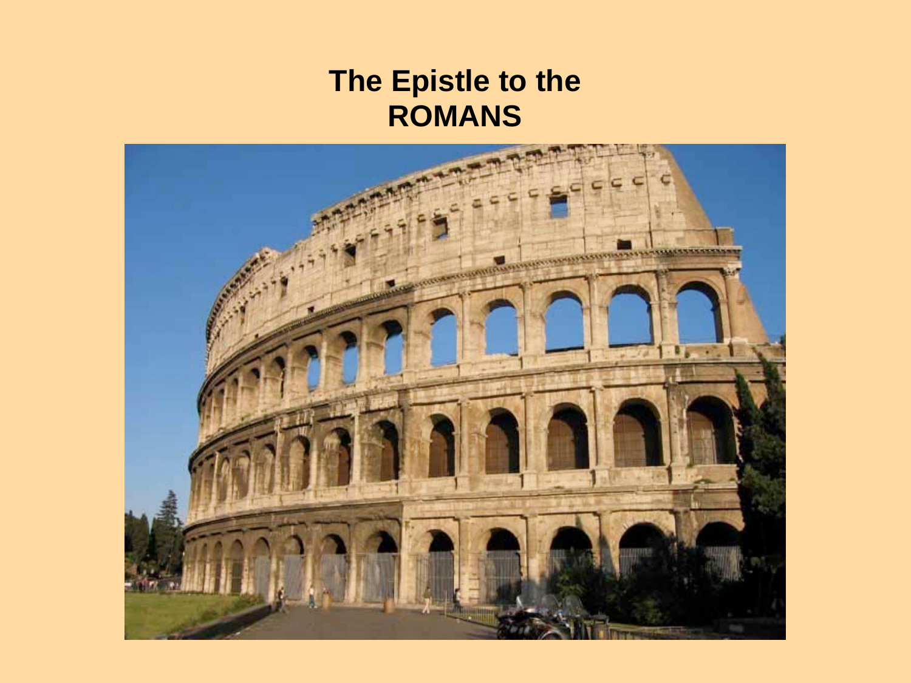# The Epistle to the ROMANS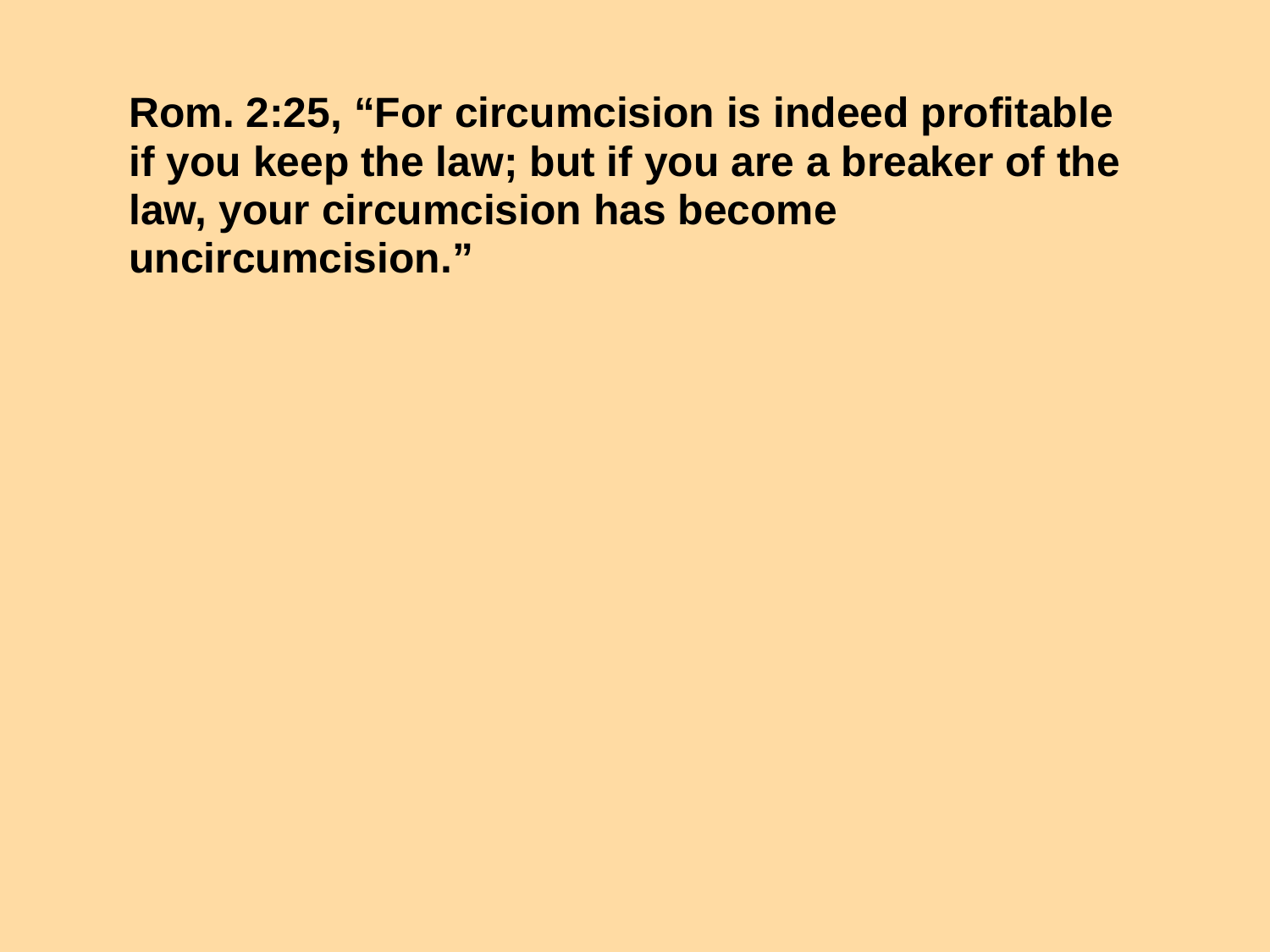**Rom. 2:25, "For circumcision is indeed profitable if you keep the law; but if you are a breaker of the law, your circumcision has become uncircumcision."**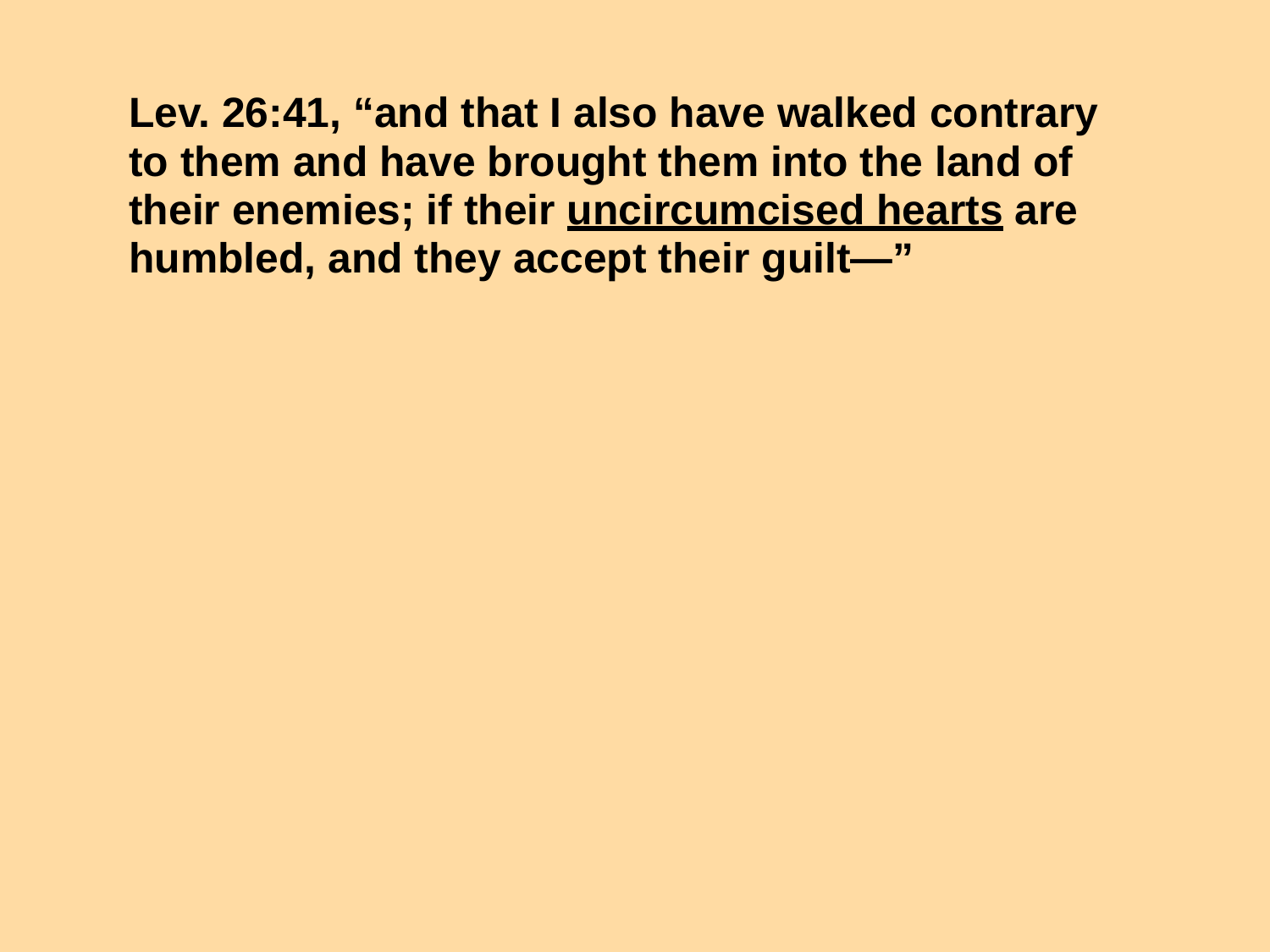**Lev. 26:41, “and that I also have walked contrary to them and have brought them into the land of their enemies; if their <u>uncircumcised hearts</u> are humbled, and they accept their guilt—”**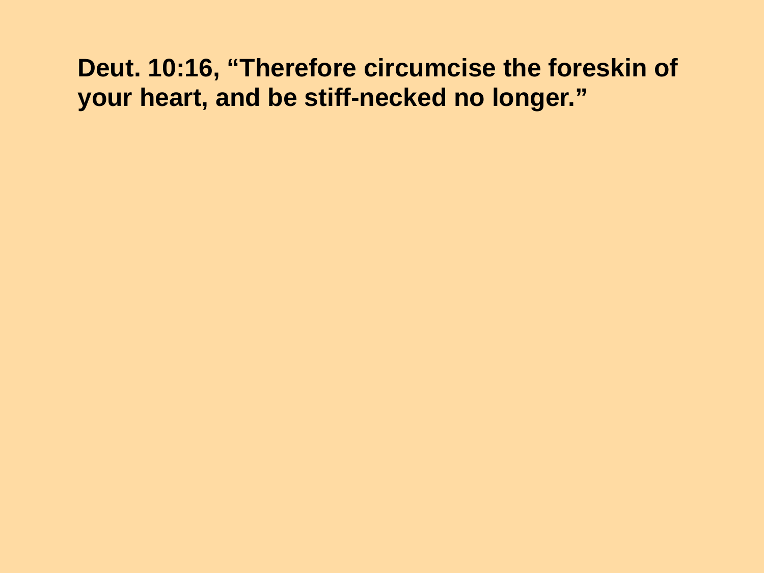**Deut. 10:16, “Therefore circumcise the foreskin of your heart, and be stiff-necked no longer.”**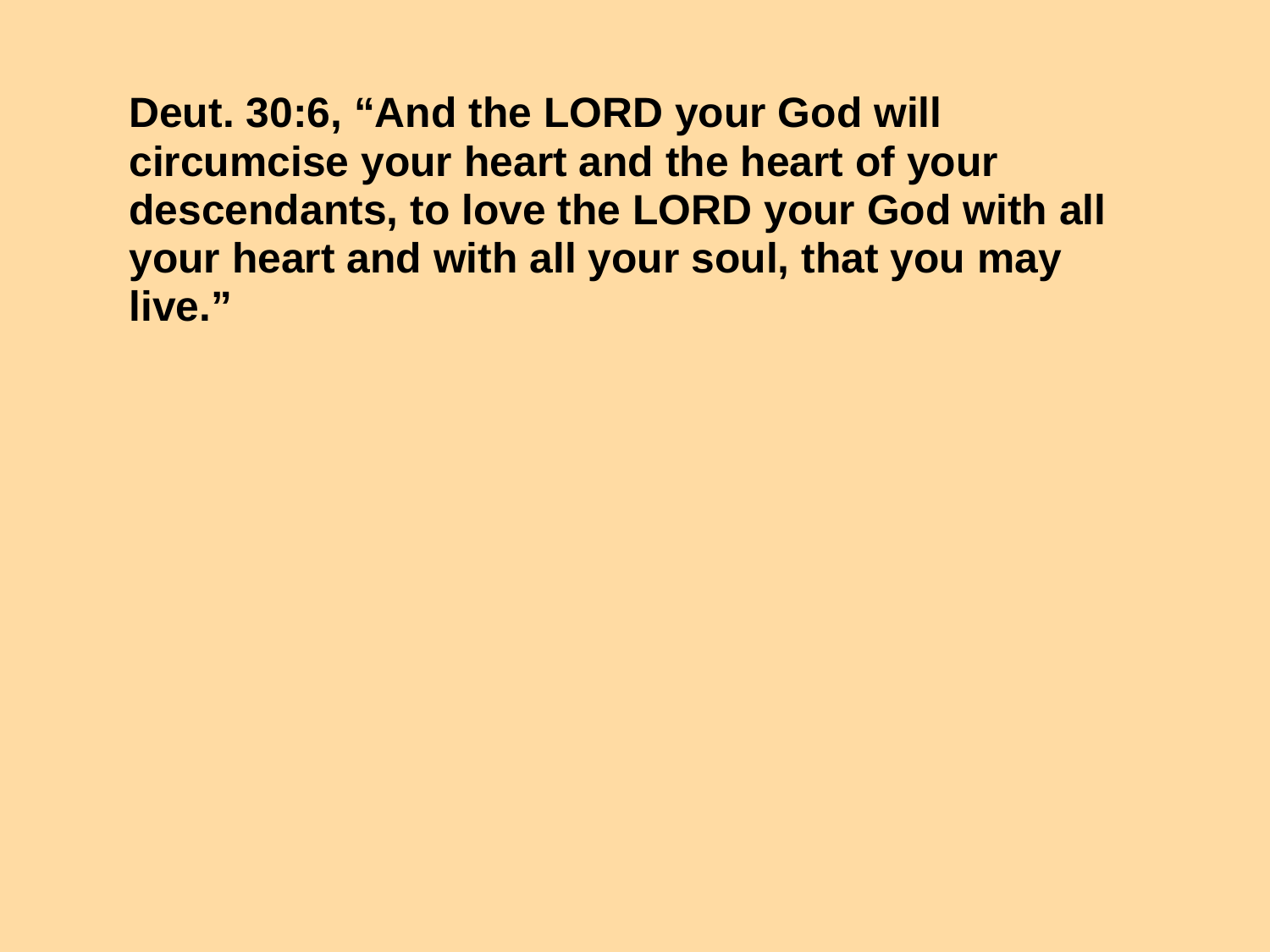**Deut. 30:6, “And the LORD your God will circumcise your heart and the heart of your descendants, to love the LORD your God with all your heart and with all your soul, that you may live.”**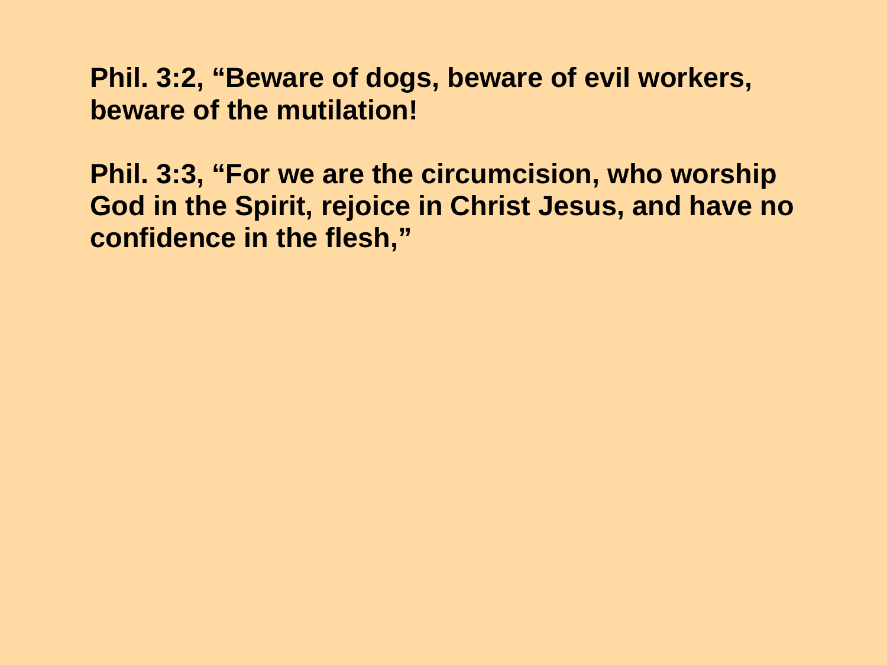**Phil. 3:2, “Beware of dogs, beware of evil workers, beware of the mutilation!**

**Phil. 3:3, “For we are the circumcision, who worship God in the Spirit, rejoice in Christ Jesus, and have no confidence in the flesh,”**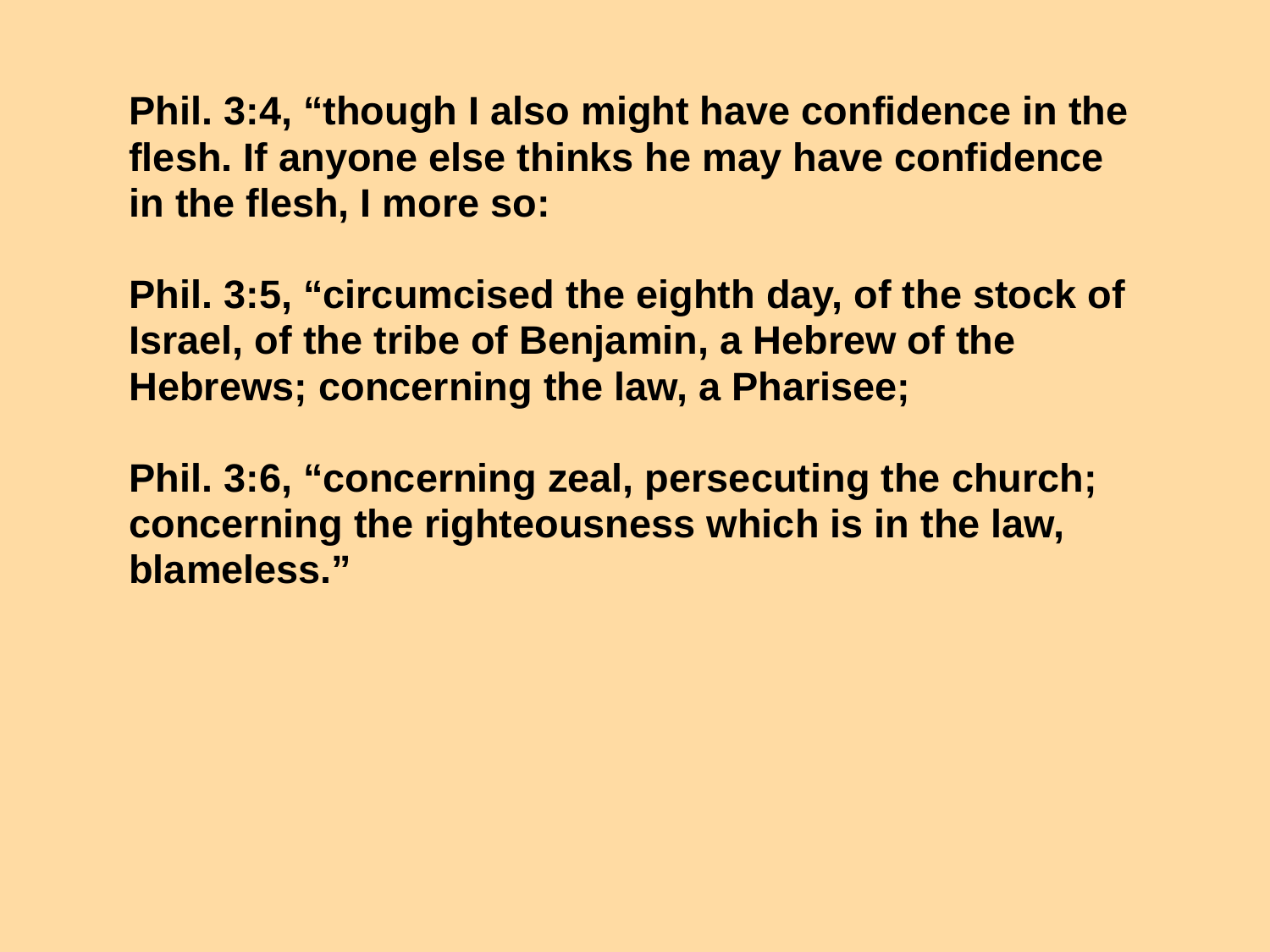**Phil. 3:4, “though I also might have confidence in the flesh. If anyone else thinks he may have confidence in the flesh, I more so:**

**Phil. 3:5, “circumcised the eighth day, of the stock of Israel, of the tribe of Benjamin, a Hebrew of the Hebrews; concerning the law, a Pharisee;**

**Phil. 3:6, “concerning zeal, persecuting the church; concerning the righteousness which is in the law, blameless.”**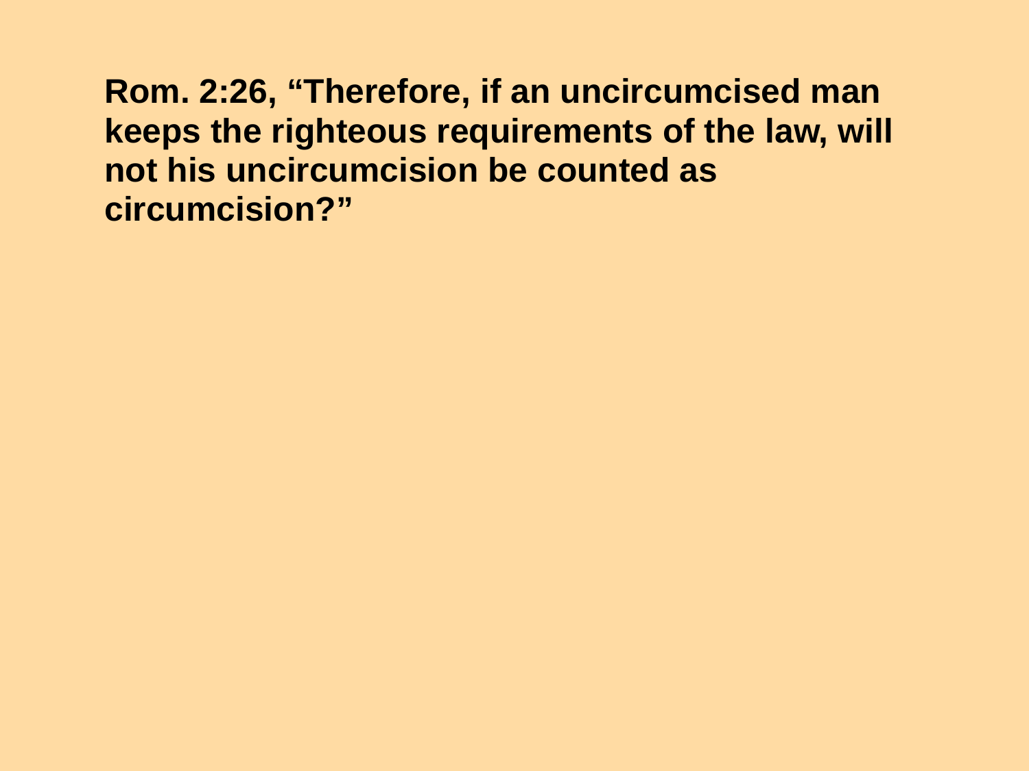**Rom. 2:26, “Therefore, if an uncircumcised man keeps the righteous requirements of the law, will not his uncircumcision be counted as circumcision?”**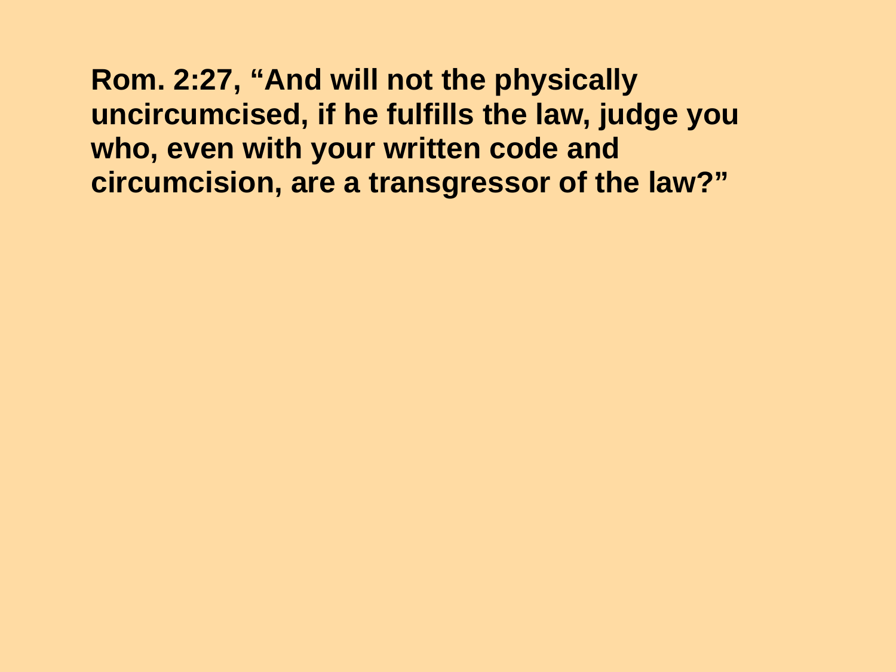**Rom. 2:27, "And will not the physically uncircumcised, if he fulfills the law, judge you who, even with your written code and circumcision, are a transgressor of the law?"**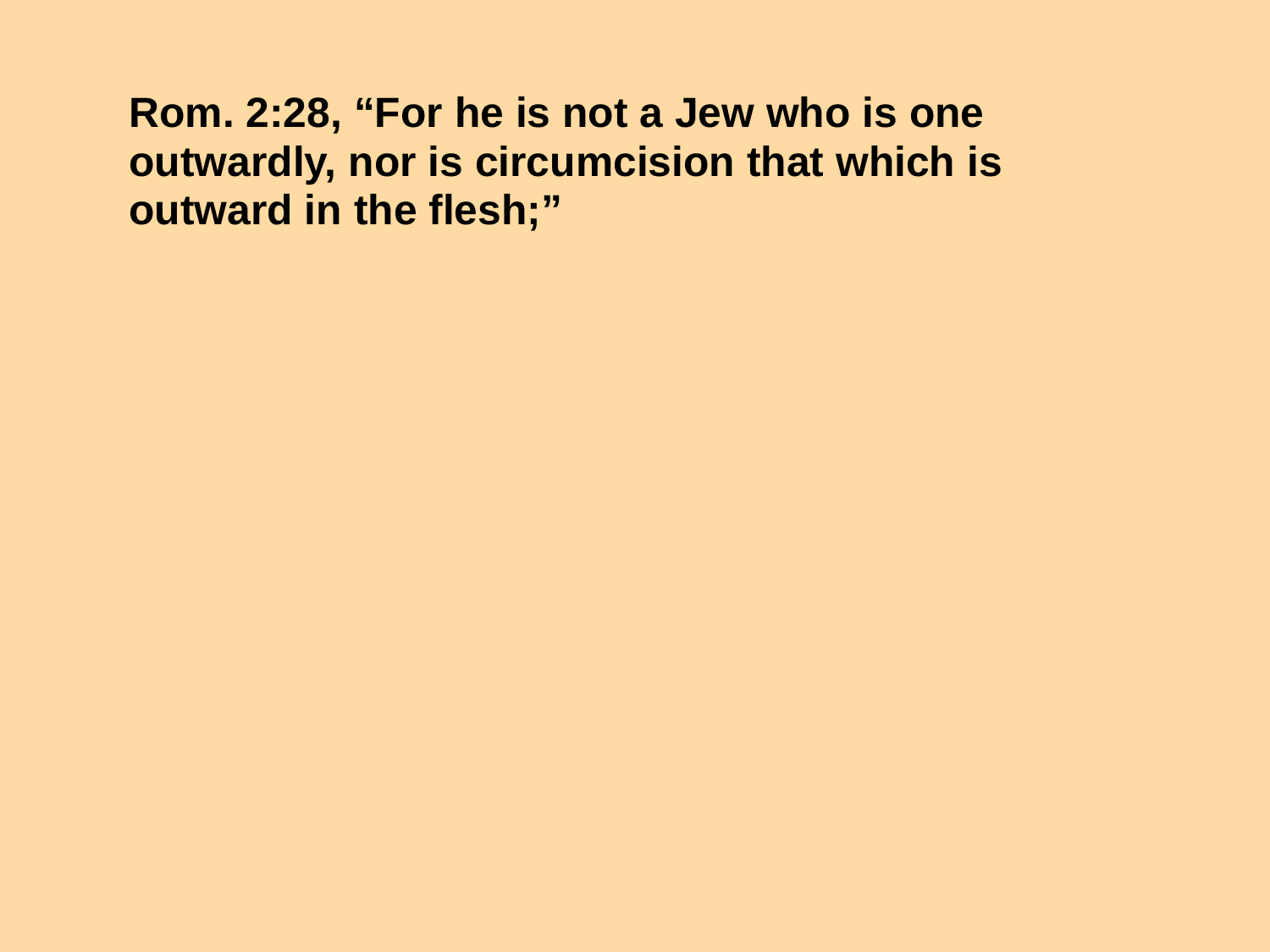**Rom. 2:28, “For he is not a Jew who is one outwardly, nor is circumcision that which is outward in the flesh;”**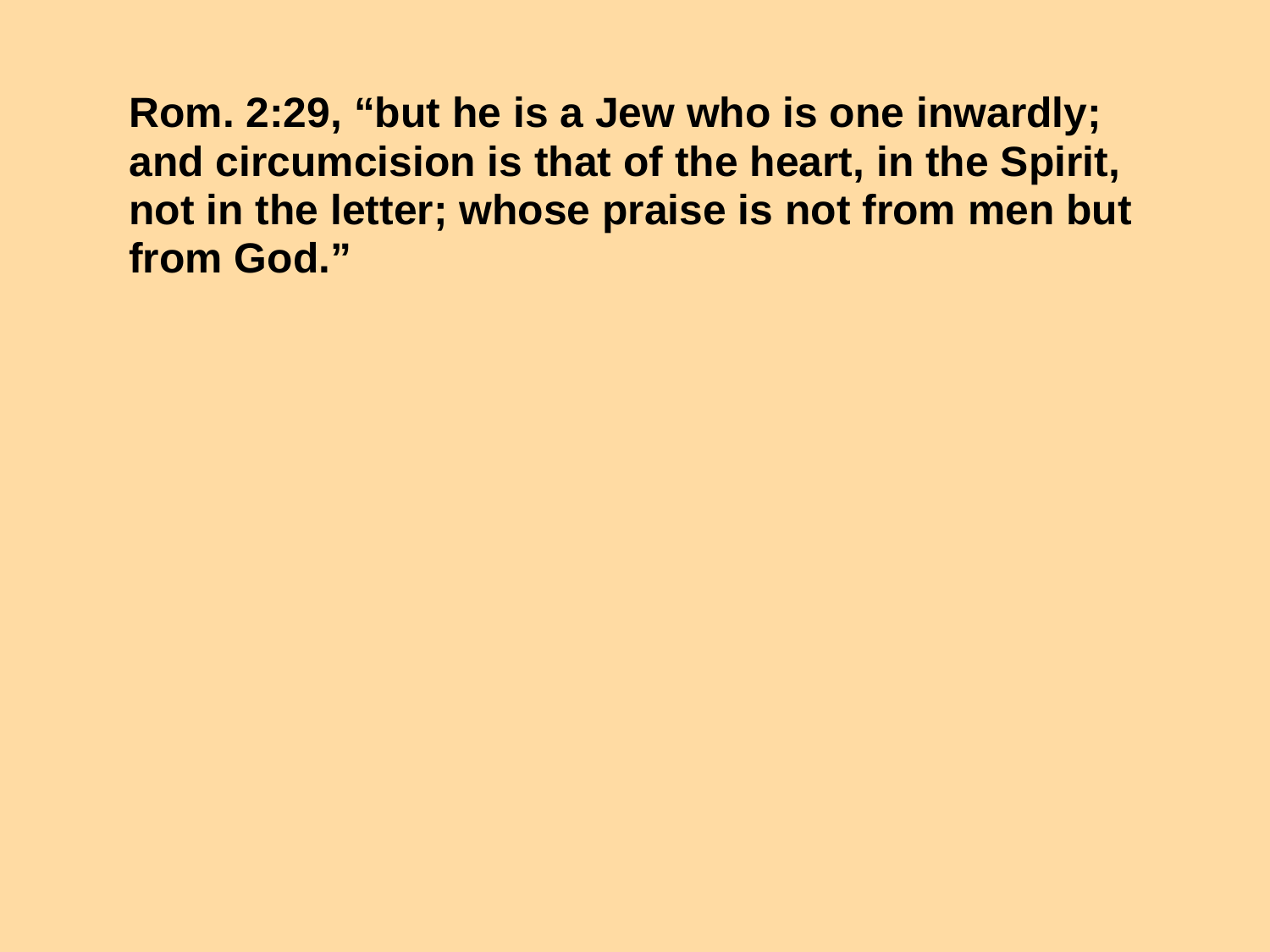**Rom. 2:29, “but he is a Jew who is one inwardly; and circumcision is that of the heart, in the Spirit, not in the letter; whose praise is not from men but from God.”**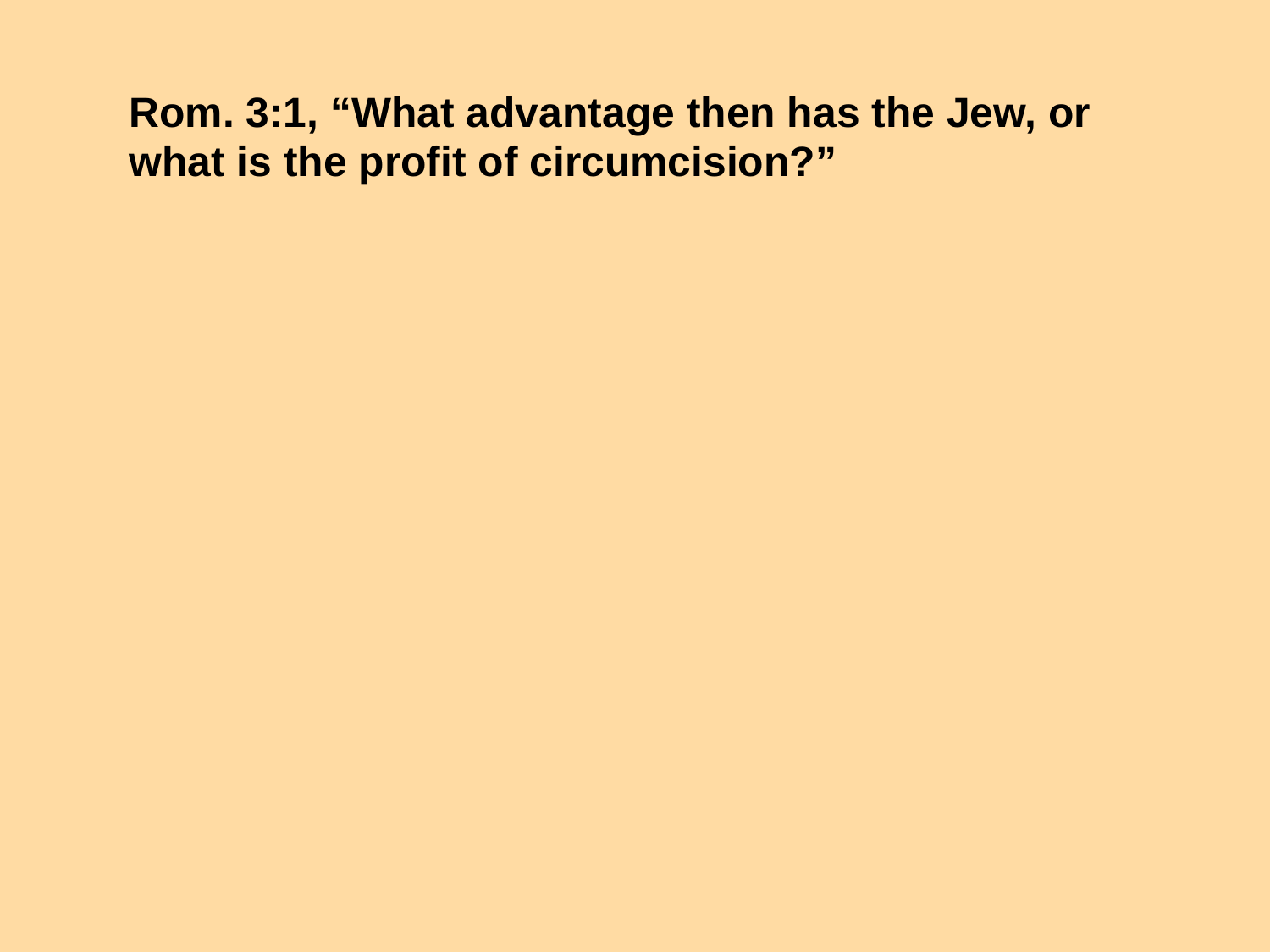**Rom. 3:1, “What advantage then has the Jew, or what is the profit of circumcision?”**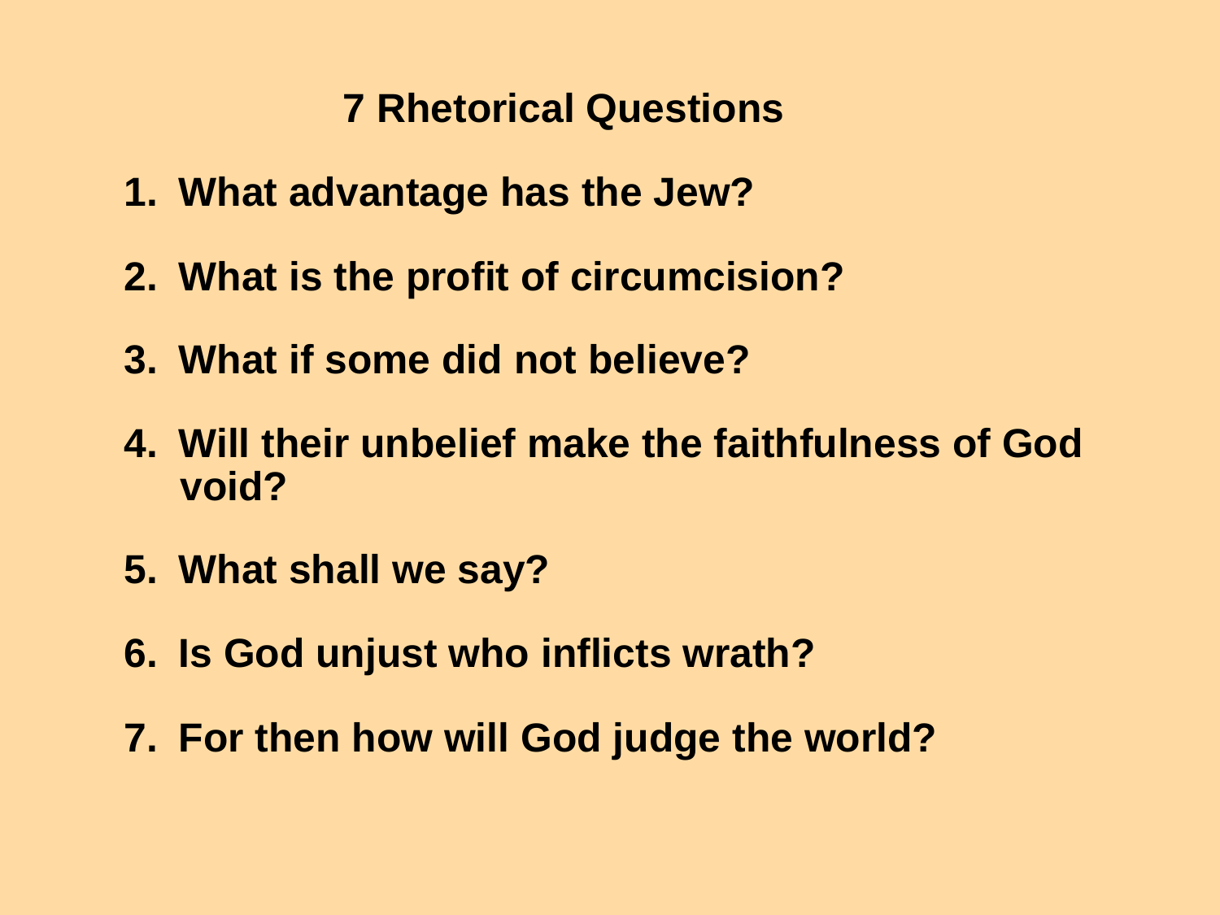## 7 Rhetorical Questions

1. What advantage has the Jew?
2. What is the profit of circumcision?
3. What if some did not believe?
4. Will their unbelief make the faithfulness of God void?
5. What shall we say?
6. Is God unjust who inflicts wrath?
7. For then how will God judge the world?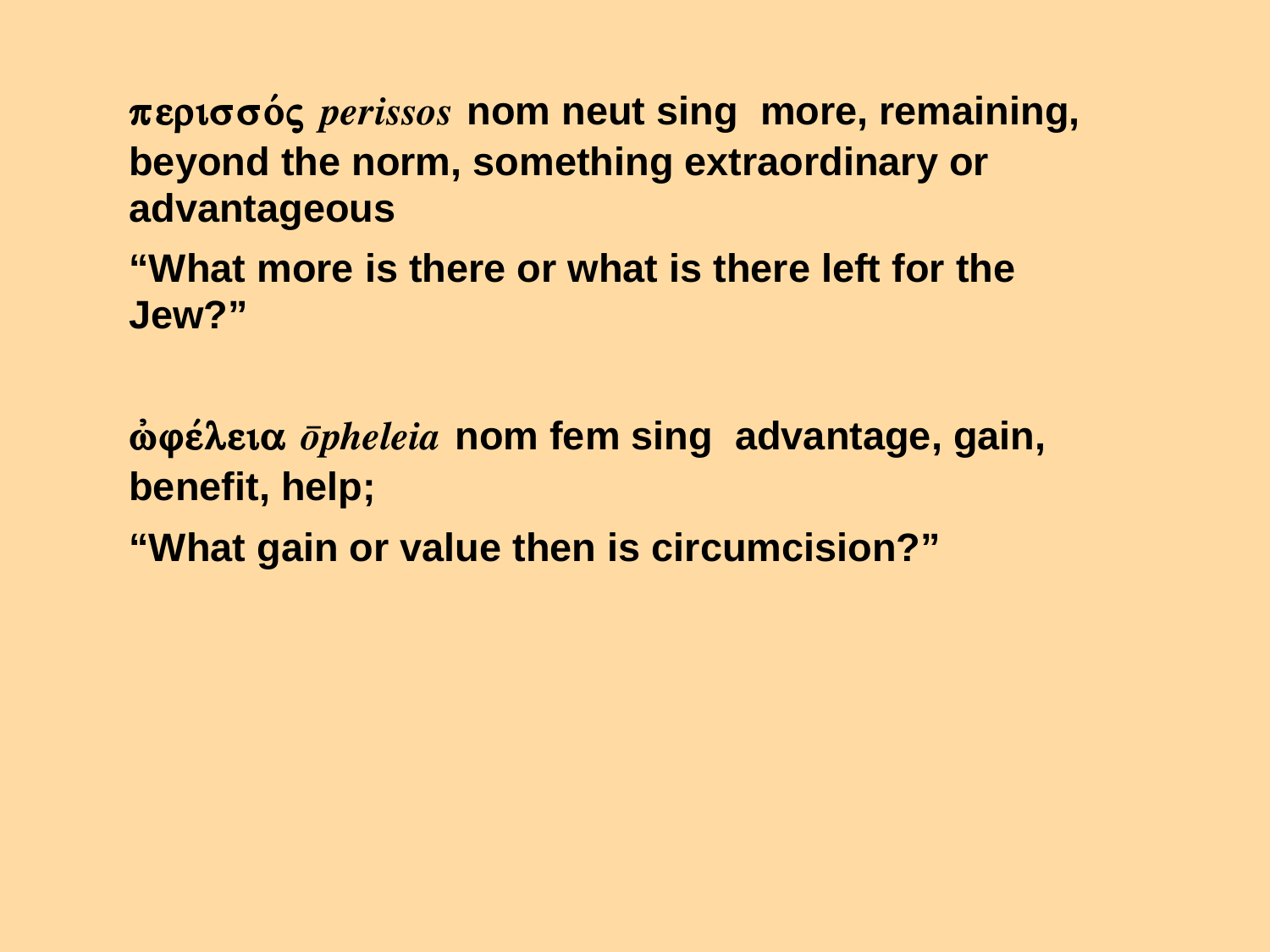**περισσός** ***perissos*** **nom neut sing  more, remaining, beyond the norm, something extraordinary or advantageous**

**“What more is there or what is there left for the Jew?”**

**ὠφέλεια** ***ōpheleia*** **nom fem sing  advantage, gain, benefit, help;**

**“What gain or value then is circumcision?”**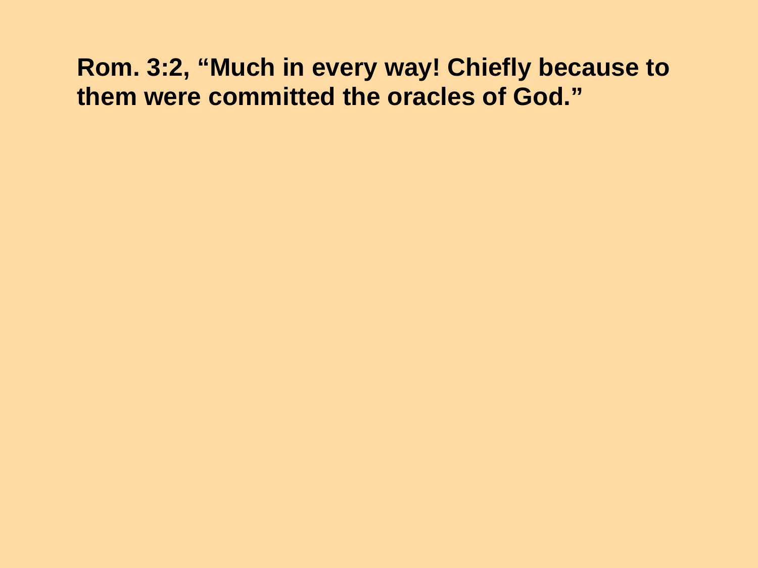**Rom. 3:2, “Much in every way! Chiefly because to them were committed the oracles of God.”**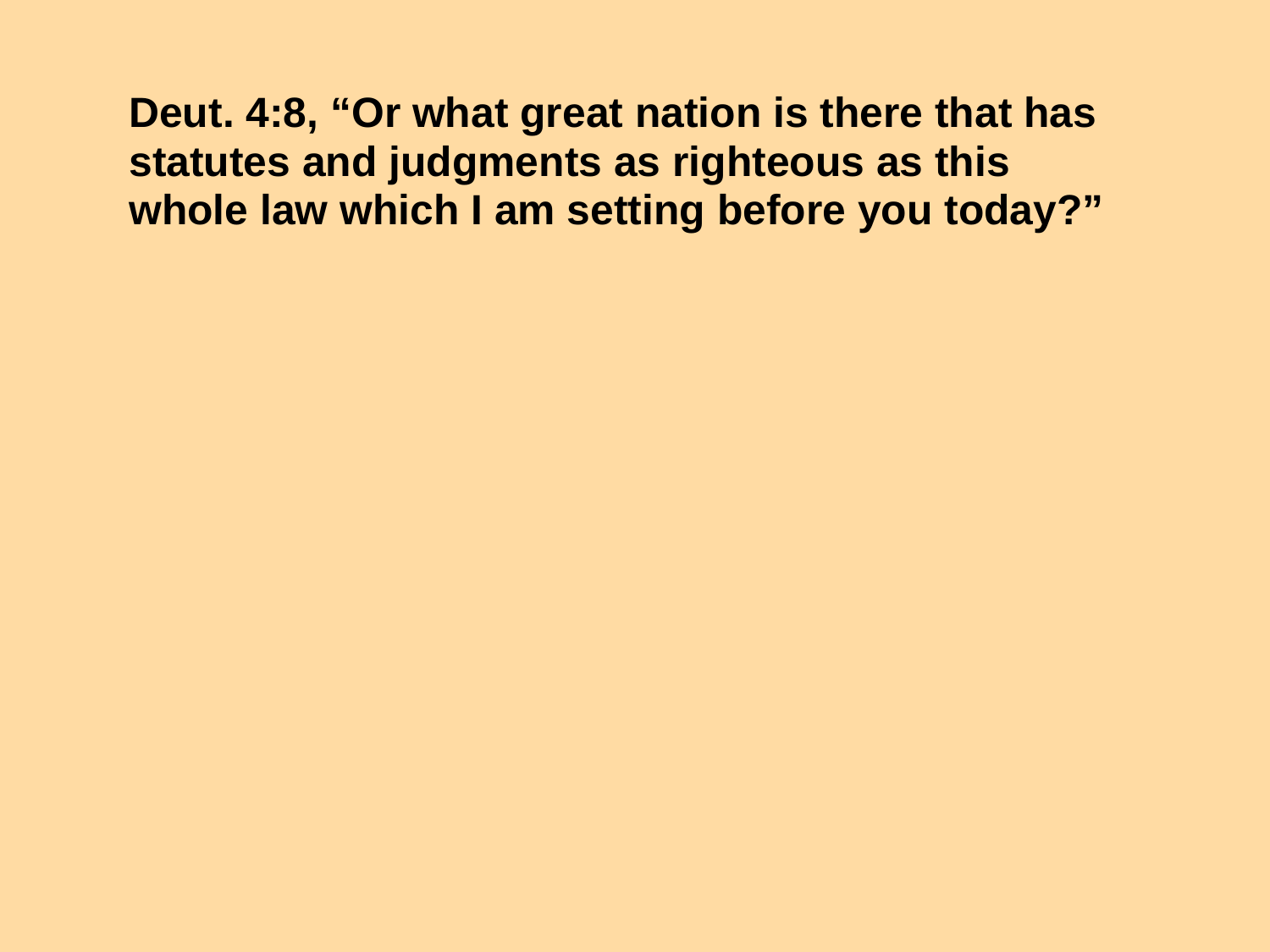**Deut. 4:8, “Or what great nation is there that has statutes and judgments as righteous as this whole law which I am setting before you today?”**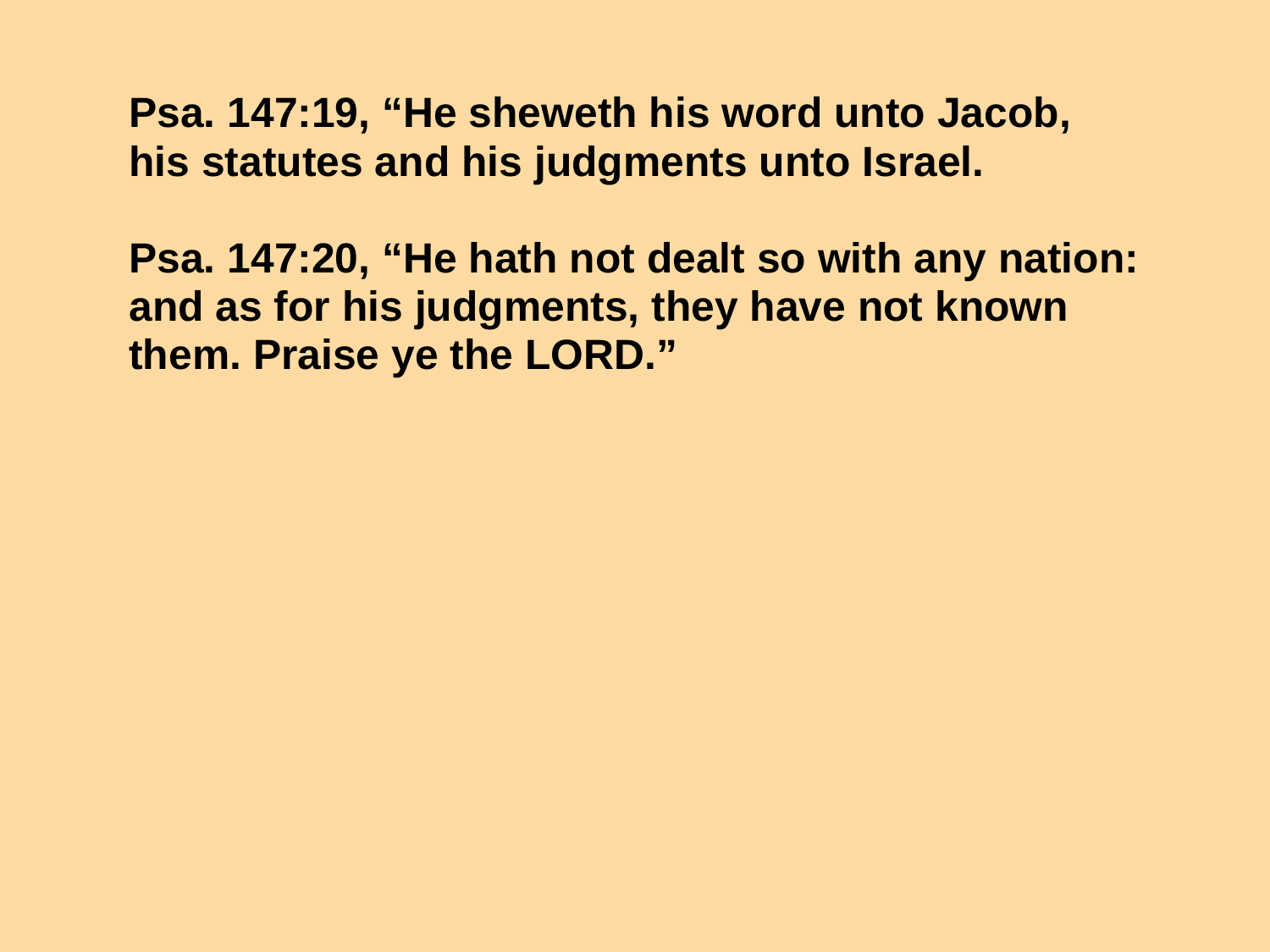**Psa. 147:19, “He sheweth his word unto Jacob, his statutes and his judgments unto Israel.**

**Psa. 147:20, “He hath not dealt so with any nation: and as for his judgments, they have not known them. Praise ye the LORD.”**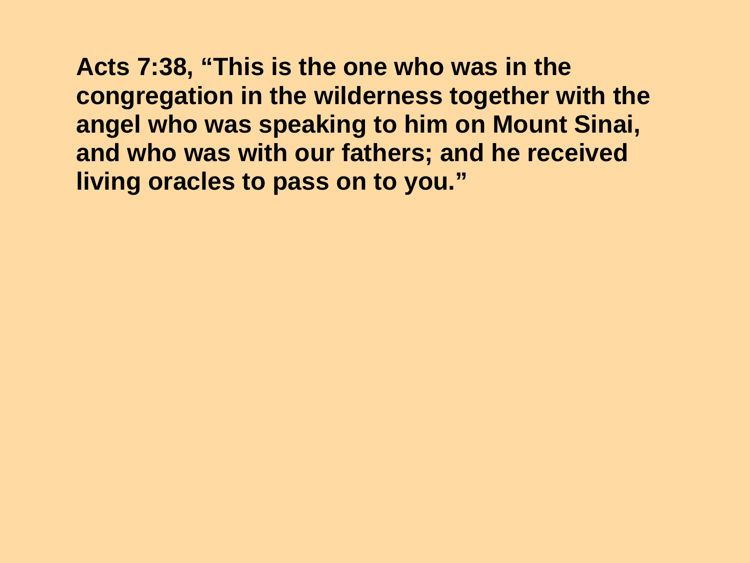**Acts 7:38, "This is the one who was in the congregation in the wilderness together with the angel who was speaking to him on Mount Sinai, and who was with our fathers; and he received living oracles to pass on to you."**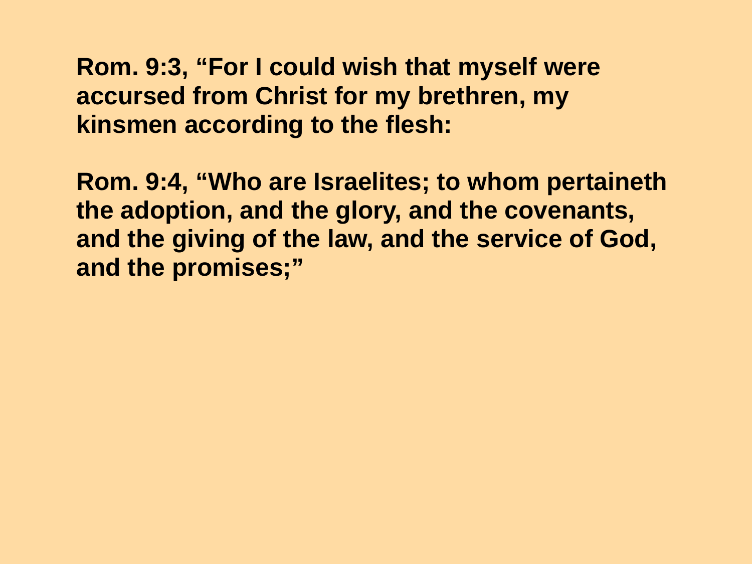**Rom. 9:3, “For I could wish that myself were accursed from Christ for my brethren, my kinsmen according to the flesh:**

**Rom. 9:4, “Who are Israelites; to whom pertaineth the adoption, and the glory, and the covenants, and the giving of the law, and the service of God, and the promises;”**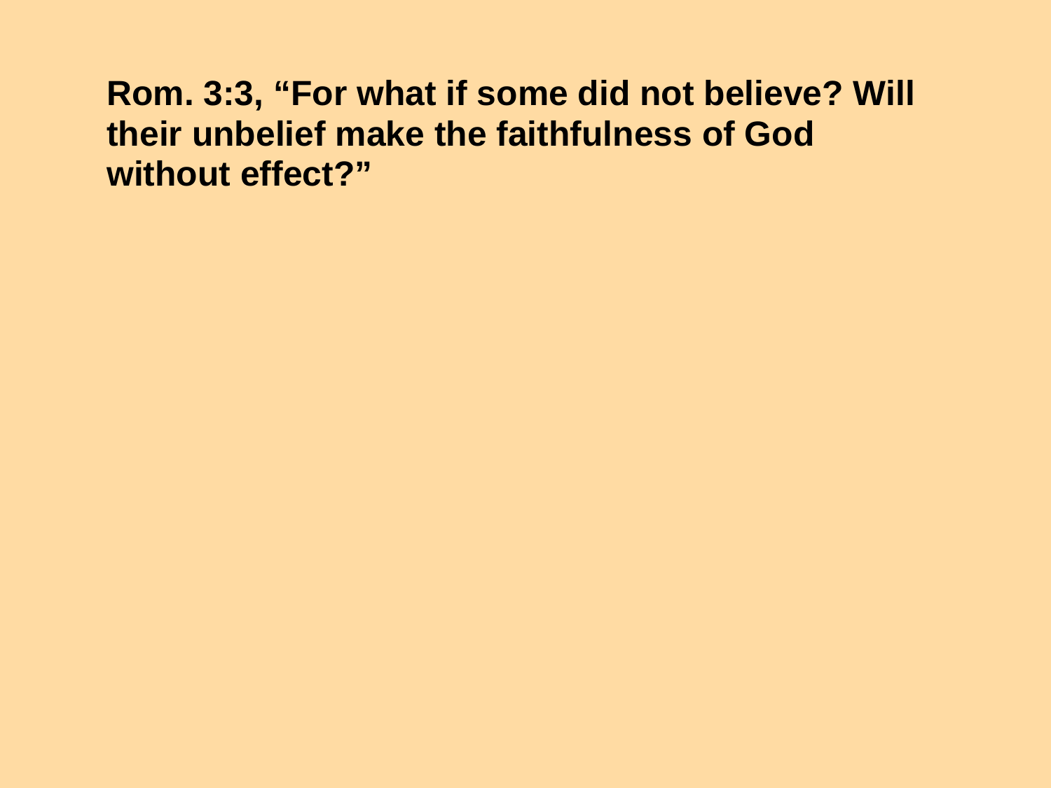**Rom. 3:3, “For what if some did not believe? Will their unbelief make the faithfulness of God without effect?”**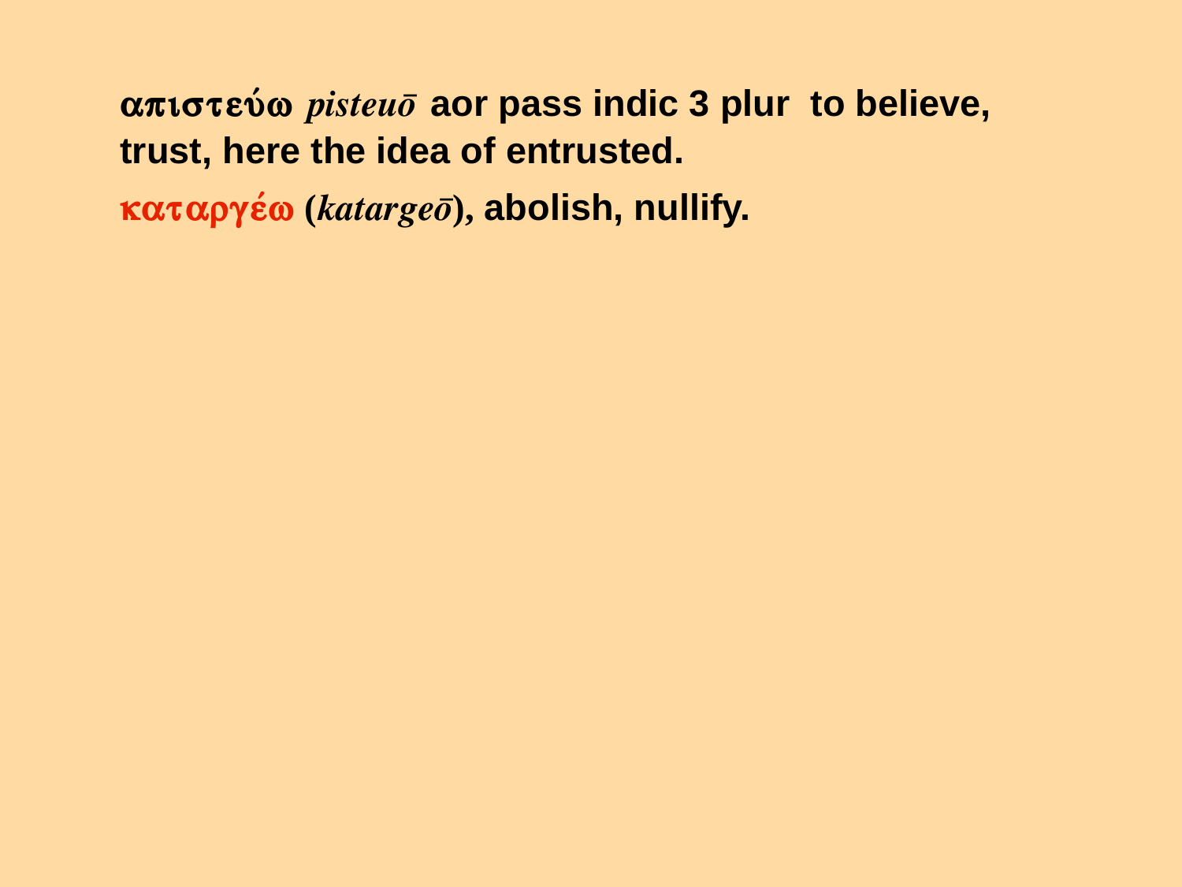**απιστεύω** ***pisteuō*** **aor pass indic 3 plur to believe, trust, here the idea of entrusted.**

**καταργέω (*katargeō*), abolish, nullify.**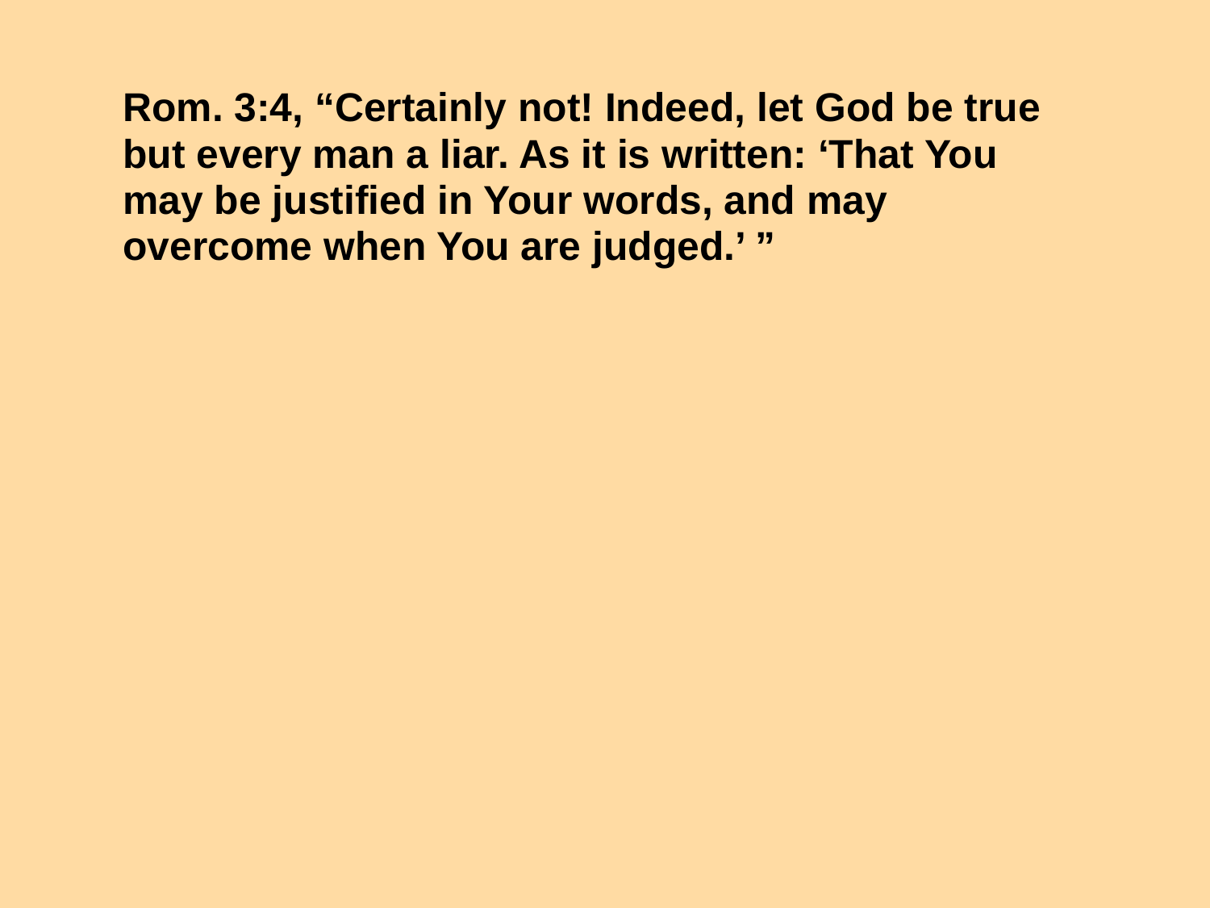**Rom. 3:4, “Certainly not! Indeed, let God be true but every man a liar. As it is written: ‘That You may be justified in Your words, and may overcome when You are judged.’ ”**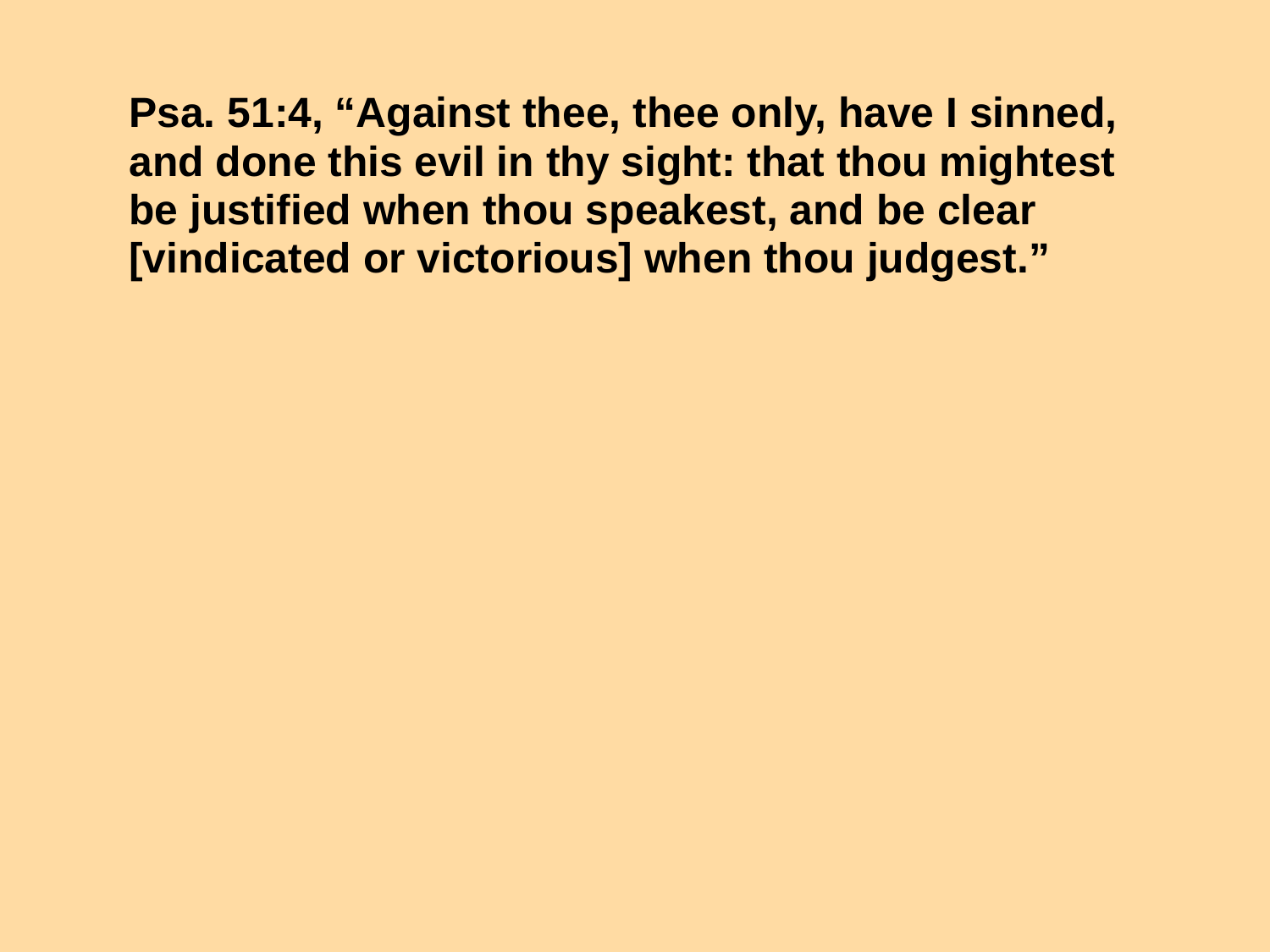**Psa. 51:4, “Against thee, thee only, have I sinned, and done this evil in thy sight: that thou mightest be justified when thou speakest, and be clear [vindicated or victorious] when thou judgest.”**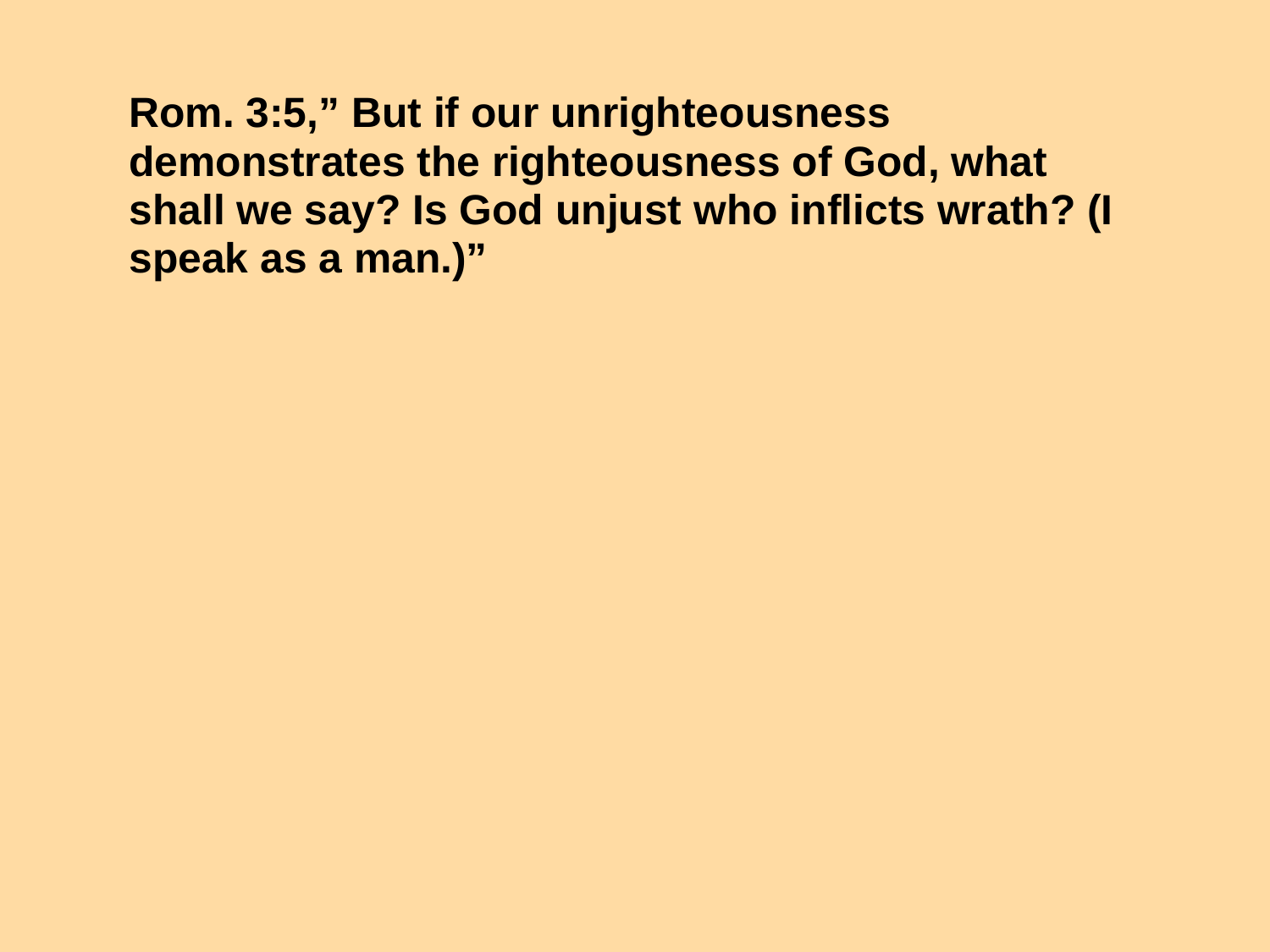**Rom. 3:5," But if our unrighteousness demonstrates the righteousness of God, what shall we say? Is God unjust who inflicts wrath? (I speak as a man.)"**